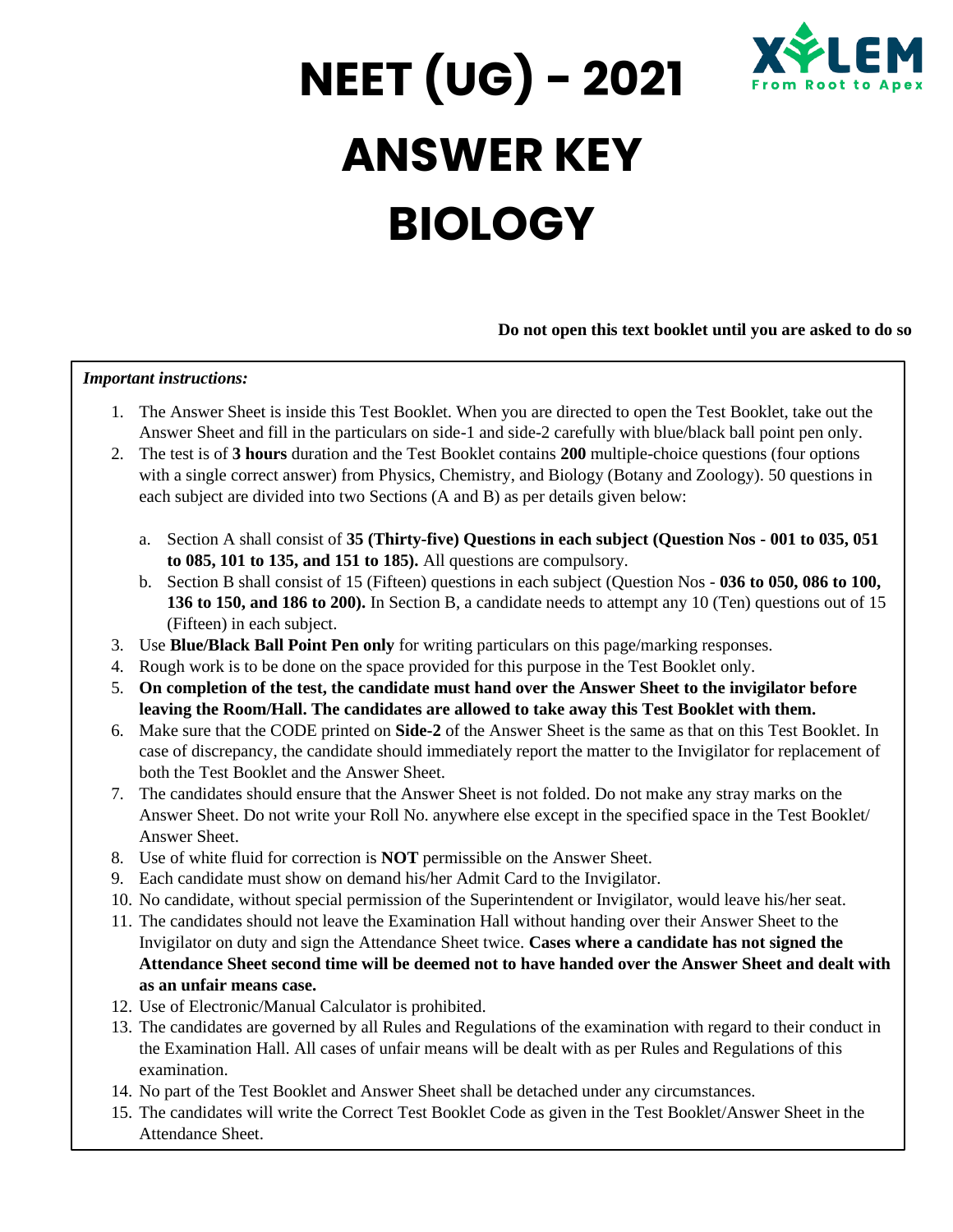# NEET (UG) - 2021

# ANSWER KEY

# BIOLOGY

XYLEM
From Root to Apex

**Do not open this text booklet until you are asked to do so**

*Important instructions:*

1. The Answer Sheet is inside this Test Booklet. When you are directed to open the Test Booklet, take out the Answer Sheet and fill in the particulars on side-1 and side-2 carefully with blue/black ball point pen only.
2. The test is of **3 hours** duration and the Test Booklet contains **200** multiple-choice questions (four options with a single correct answer) from Physics, Chemistry, and Biology (Botany and Zoology). 50 questions in each subject are divided into two Sections (A and B) as per details given below:
   a. Section A shall consist of **35 (Thirty-five) Questions in each subject (Question Nos - 001 to 035, 051 to 085, 101 to 135, and 151 to 185).** All questions are compulsory.
   b. Section B shall consist of 15 (Fifteen) questions in each subject (Question Nos - **036 to 050, 086 to 100, 136 to 150, and 186 to 200).** In Section B, a candidate needs to attempt any 10 (Ten) questions out of 15 (Fifteen) in each subject.
3. Use **Blue/Black Ball Point Pen only** for writing particulars on this page/marking responses.
4. Rough work is to be done on the space provided for this purpose in the Test Booklet only.
5. **On completion of the test, the candidate must hand over the Answer Sheet to the invigilator before leaving the Room/Hall. The candidates are allowed to take away this Test Booklet with them.**
6. Make sure that the CODE printed on **Side-2** of the Answer Sheet is the same as that on this Test Booklet. In case of discrepancy, the candidate should immediately report the matter to the Invigilator for replacement of both the Test Booklet and the Answer Sheet.
7. The candidates should ensure that the Answer Sheet is not folded. Do not make any stray marks on the Answer Sheet. Do not write your Roll No. anywhere else except in the specified space in the Test Booklet/ Answer Sheet.
8. Use of white fluid for correction is **NOT** permissible on the Answer Sheet.
9. Each candidate must show on demand his/her Admit Card to the Invigilator.
10. No candidate, without special permission of the Superintendent or Invigilator, would leave his/her seat.
11. The candidates should not leave the Examination Hall without handing over their Answer Sheet to the Invigilator on duty and sign the Attendance Sheet twice. **Cases where a candidate has not signed the Attendance Sheet second time will be deemed not to have handed over the Answer Sheet and dealt with as an unfair means case.**
12. Use of Electronic/Manual Calculator is prohibited.
13. The candidates are governed by all Rules and Regulations of the examination with regard to their conduct in the Examination Hall. All cases of unfair means will be dealt with as per Rules and Regulations of this examination.
14. No part of the Test Booklet and Answer Sheet shall be detached under any circumstances.
15. The candidates will write the Correct Test Booklet Code as given in the Test Booklet/Answer Sheet in the Attendance Sheet.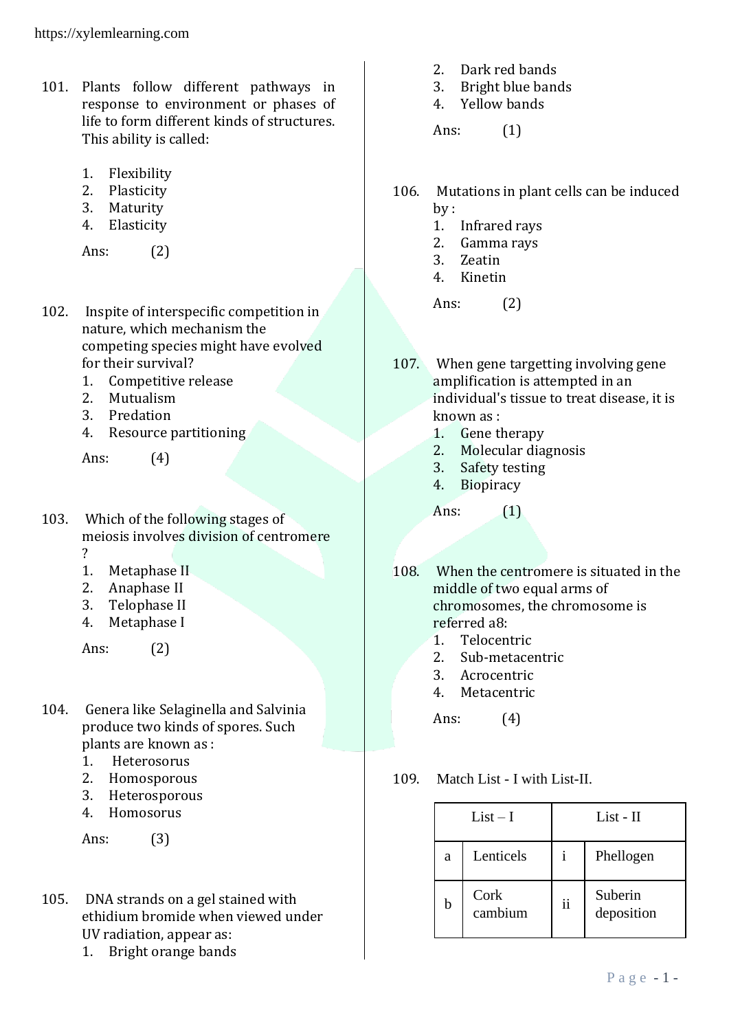101. Plants follow different pathways in response to environment or phases of life to form different kinds of structures. This ability is called:

1. Flexibility
2. Plasticity
3. Maturity
4. Elasticity

Ans: (2)

102. Inspite of interspecific competition in nature, which mechanism the competing species might have evolved for their survival?

1. Competitive release
2. Mutualism
3. Predation
4. Resource partitioning

Ans: (4)

103. Which of the following stages of meiosis involves division of centromere ?

1. Metaphase II
2. Anaphase II
3. Telophase II
4. Metaphase I

Ans: (2)

104. Genera like Selaginella and Salvinia produce two kinds of spores. Such plants are known as :

1. Heterosorus
2. Homosporous
3. Heterosporous
4. Homosorus

Ans: (3)

105. DNA strands on a gel stained with ethidium bromide when viewed under UV radiation, appear as:

1. Bright orange bands
2. Dark red bands
3. Bright blue bands
4. Yellow bands

Ans: (1)

106. Mutations in plant cells can be induced by :

1. Infrared rays
2. Gamma rays
3. Zeatin
4. Kinetin

Ans: (2)

107. When gene targetting involving gene amplification is attempted in an individual's tissue to treat disease, it is known as :

1. Gene therapy
2. Molecular diagnosis
3. Safety testing
4. Biopiracy

Ans: (1)

108. When the centromere is situated in the middle of two equal arms of chromosomes, the chromosome is referred a8:

1. Telocentric
2. Sub-metacentric
3. Acrocentric
4. Metacentric

Ans: (4)

109. Match List - I with List-II.

| List – I | | List - II | |
|---|---|---|---|
| a | Lenticels | i | Phellogen |
| b | Cork cambium | ii | Suberin deposition |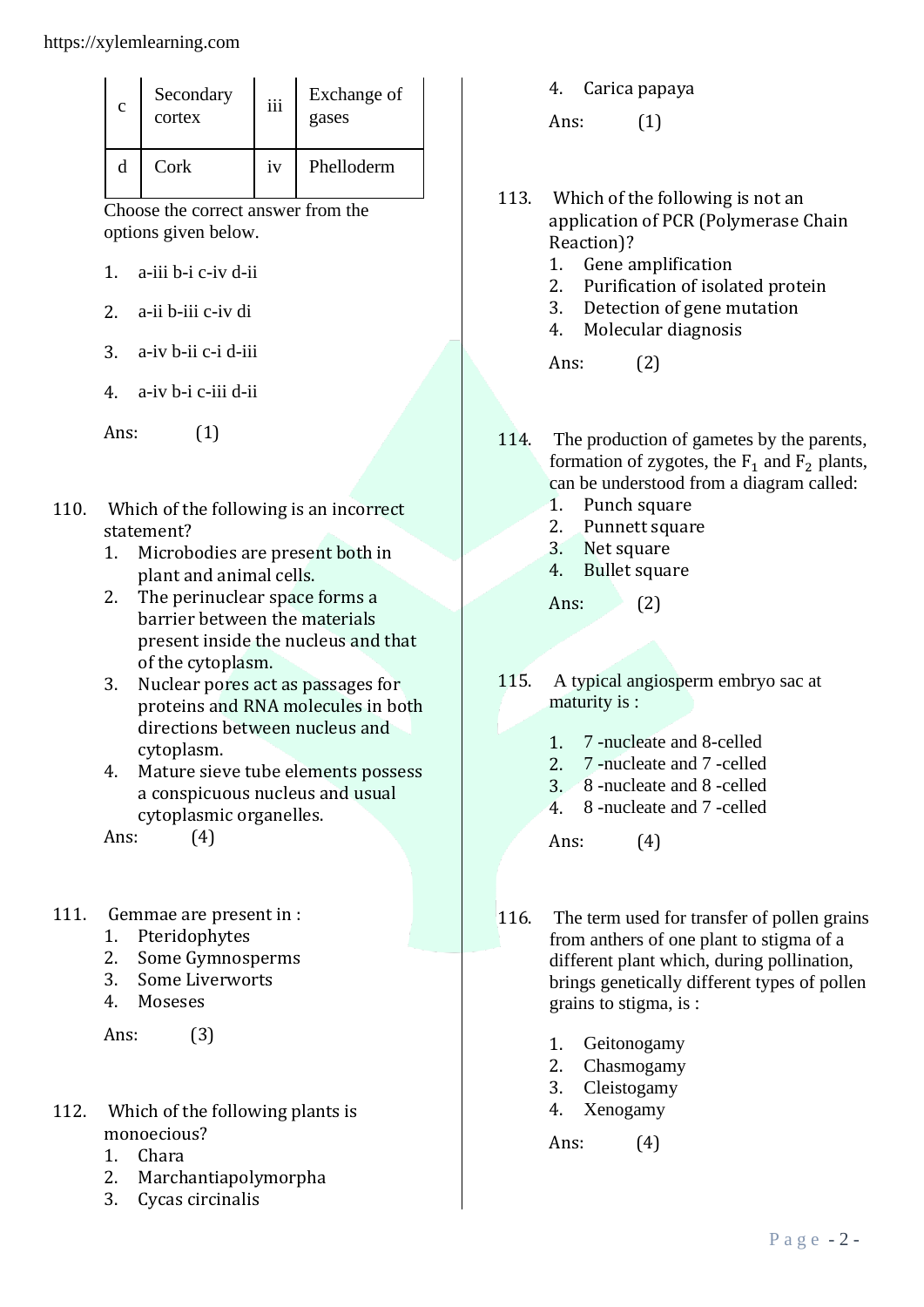| c | Secondary cortex | iii | Exchange of gases |
|---|---|---|---|
| d | Cork | iv | Phelloderm |

Choose the correct answer from the options given below.

1. a-iii b-i c-iv d-ii
2. a-ii b-iii c-iv di
3. a-iv b-ii c-i d-iii
4. a-iv b-i c-iii d-ii

Ans: (1)

110. Which of the following is an incorrect statement?
1. Microbodies are present both in plant and animal cells.
2. The perinuclear space forms a barrier between the materials present inside the nucleus and that of the cytoplasm.
3. Nuclear pores act as passages for proteins and RNA molecules in both directions between nucleus and cytoplasm.
4. Mature sieve tube elements possess a conspicuous nucleus and usual cytoplasmic organelles.

Ans: (4)

111. Gemmae are present in :
1. Pteridophytes
2. Some Gymnosperms
3. Some Liverworts
4. Moseses

Ans: (3)

112. Which of the following plants is monoecious?
1. Chara
2. Marchantiapolymorpha
3. Cycas circinalis
4. Carica papaya

Ans: (1)

113. Which of the following is not an application of PCR (Polymerase Chain Reaction)?
1. Gene amplification
2. Purification of isolated protein
3. Detection of gene mutation
4. Molecular diagnosis

Ans: (2)

114. The production of gametes by the parents, formation of zygotes, the $F_1$ and $F_2$ plants, can be understood from a diagram called:
1. Punch square
2. Punnett square
3. Net square
4. Bullet square

Ans: (2)

115. A typical angiosperm embryo sac at maturity is :
1. 7 -nucleate and 8-celled
2. 7 -nucleate and 7 -celled
3. 8 -nucleate and 8 -celled
4. 8 -nucleate and 7 -celled

Ans: (4)

116. The term used for transfer of pollen grains from anthers of one plant to stigma of a different plant which, during pollination, brings genetically different types of pollen grains to stigma, is :
1. Geitonogamy
2. Chasmogamy
3. Cleistogamy
4. Xenogamy

Ans: (4)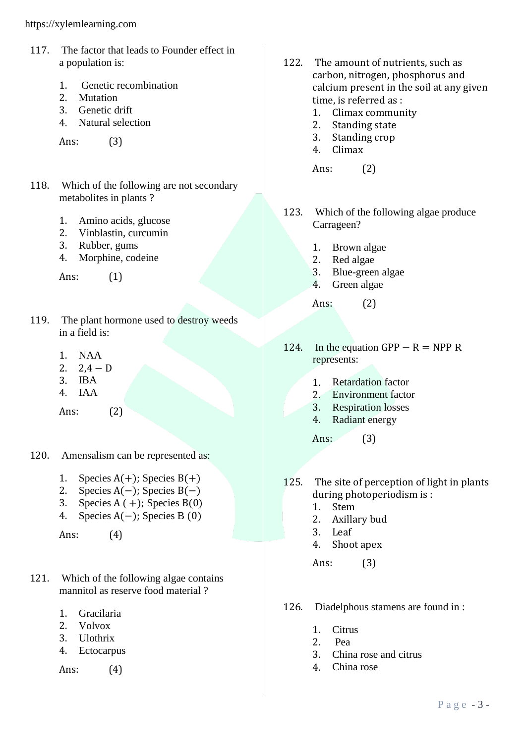117. The factor that leads to Founder effect in a population is:

1. Genetic recombination
2. Mutation
3. Genetic drift
4. Natural selection

Ans: (3)

118. Which of the following are not secondary metabolites in plants ?

1. Amino acids, glucose
2. Vinblastin, curcumin
3. Rubber, gums
4. Morphine, codeine

Ans: (1)

119. The plant hormone used to destroy weeds in a field is:

1. NAA
2. 2,4 – D
3. IBA
4. IAA

Ans: (2)

120. Amensalism can be represented as:

1. Species A(+); Species B(+)
2. Species A(−); Species B(−)
3. Species A (+); Species B(0)
4. Species A(−); Species B (0)

Ans: (4)

121. Which of the following algae contains mannitol as reserve food material ?

1. Gracilaria
2. Volvox
3. Ulothrix
4. Ectocarpus

Ans: (4)

122. The amount of nutrients, such as carbon, nitrogen, phosphorus and calcium present in the soil at any given time, is referred as :

1. Climax community
2. Standing state
3. Standing crop
4. Climax

Ans: (2)

123. Which of the following algae produce Carrageen?

1. Brown algae
2. Red algae
3. Blue-green algae
4. Green algae

Ans: (2)

124. In the equation $GPP - R = NPP$ R represents:

1. Retardation factor
2. Environment factor
3. Respiration losses
4. Radiant energy

Ans: (3)

125. The site of perception of light in plants during photoperiodism is :

1. Stem
2. Axillary bud
3. Leaf
4. Shoot apex

Ans: (3)

126. Diadelphous stamens are found in :

1. Citrus
2. Pea
3. China rose and citrus
4. China rose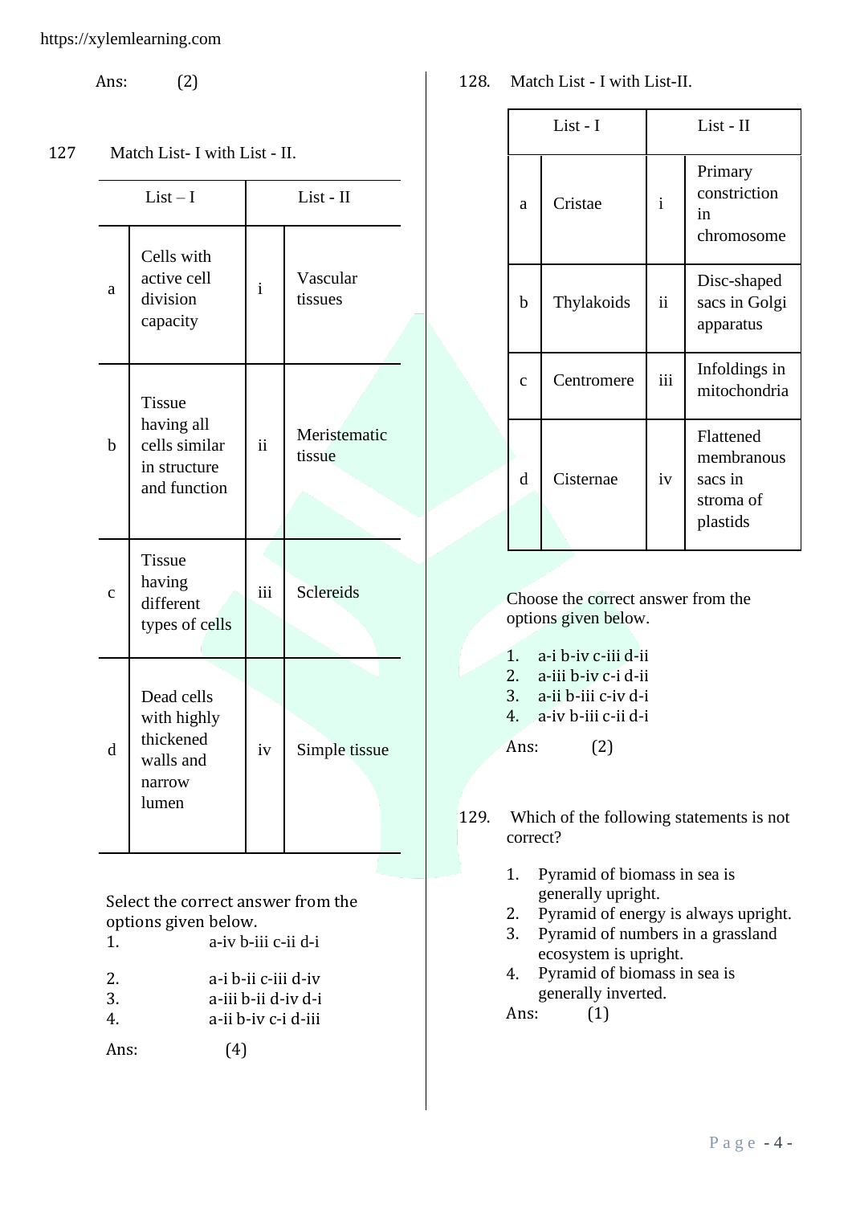Ans: (2)

127 Match List- I with List - II.

| | List – I | | List - II |
|---|---|---|---|
| a | Cells with active cell division capacity | i | Vascular tissues |
| b | Tissue having all cells similar in structure and function | ii | Meristematic tissue |
| c | Tissue having different types of cells | iii | Sclereids |
| d | Dead cells with highly thickened walls and narrow lumen | iv | Simple tissue |

Select the correct answer from the options given below.

1. a-iv b-iii c-ii d-i
2. a-i b-ii c-iii d-iv
3. a-iii b-ii d-iv d-i
4. a-ii b-iv c-i d-iii

Ans: (4)

128. Match List - I with List-II.

| | List - I | | List - II |
|---|---|---|---|
| a | Cristae | i | Primary constriction in chromosome |
| b | Thylakoids | ii | Disc-shaped sacs in Golgi apparatus |
| c | Centromere | iii | Infoldings in mitochondria |
| d | Cisternae | iv | Flattened membranous sacs in stroma of plastids |

Choose the correct answer from the options given below.

1. a-i b-iv c-iii d-ii
2. a-iii b-iv c-i d-ii
3. a-ii b-iii c-iv d-i
4. a-iv b-iii c-ii d-i

Ans: (2)

129. Which of the following statements is not correct?

1. Pyramid of biomass in sea is generally upright.
2. Pyramid of energy is always upright.
3. Pyramid of numbers in a grassland ecosystem is upright.
4. Pyramid of biomass in sea is generally inverted.

Ans: (1)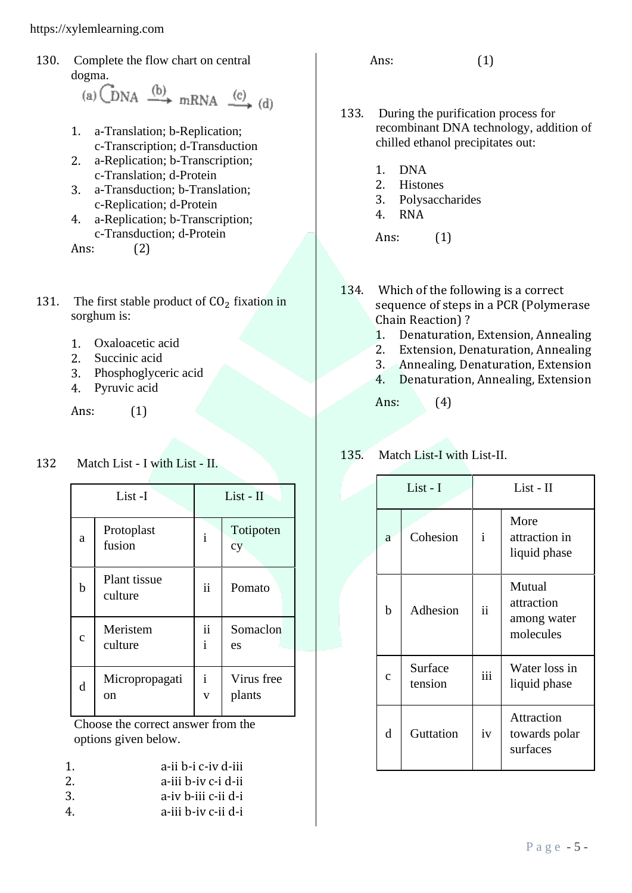130. Complete the flow chart on central dogma.

(a) $\circlearrowleft$ DNA $\xrightarrow{(b)}$ mRNA $\xrightarrow{(c)}$ (d)

1. a-Translation; b-Replication; c-Transcription; d-Transduction
2. a-Replication; b-Transcription; c-Translation; d-Protein
3. a-Transduction; b-Translation; c-Replication; d-Protein
4. a-Replication; b-Transcription; c-Transduction; d-Protein

Ans: (2)

131. The first stable product of $CO_2$ fixation in sorghum is:

1. Oxaloacetic acid
2. Succinic acid
3. Phosphoglyceric acid
4. Pyruvic acid

Ans: (1)

132 Match List - I with List - II.

| | List -I | | List - II |
|---|---|---|---|
| a | Protoplast fusion | i | Totipotency |
| b | Plant tissue culture | ii | Pomato |
| c | Meristem culture | iii | Somaclones |
| d | Micropropagation | iv | Virus free plants |

Choose the correct answer from the options given below.

1. a-ii b-i c-iv d-iii
2. a-iii b-iv c-i d-ii
3. a-iv b-iii c-ii d-i
4. a-iii b-iv c-ii d-i

Ans: (1)

133. During the purification process for recombinant DNA technology, addition of chilled ethanol precipitates out:

1. DNA
2. Histones
3. Polysaccharides
4. RNA

Ans: (1)

134. Which of the following is a correct sequence of steps in a PCR (Polymerase Chain Reaction) ?

1. Denaturation, Extension, Annealing
2. Extension, Denaturation, Annealing
3. Annealing, Denaturation, Extension
4. Denaturation, Annealing, Extension

Ans: (4)

135. Match List-I with List-II.

| | List - I | | List - II |
|---|---|---|---|
| a | Cohesion | i | More attraction in liquid phase |
| b | Adhesion | ii | Mutual attraction among water molecules |
| c | Surface tension | iii | Water loss in liquid phase |
| d | Guttation | iv | Attraction towards polar surfaces |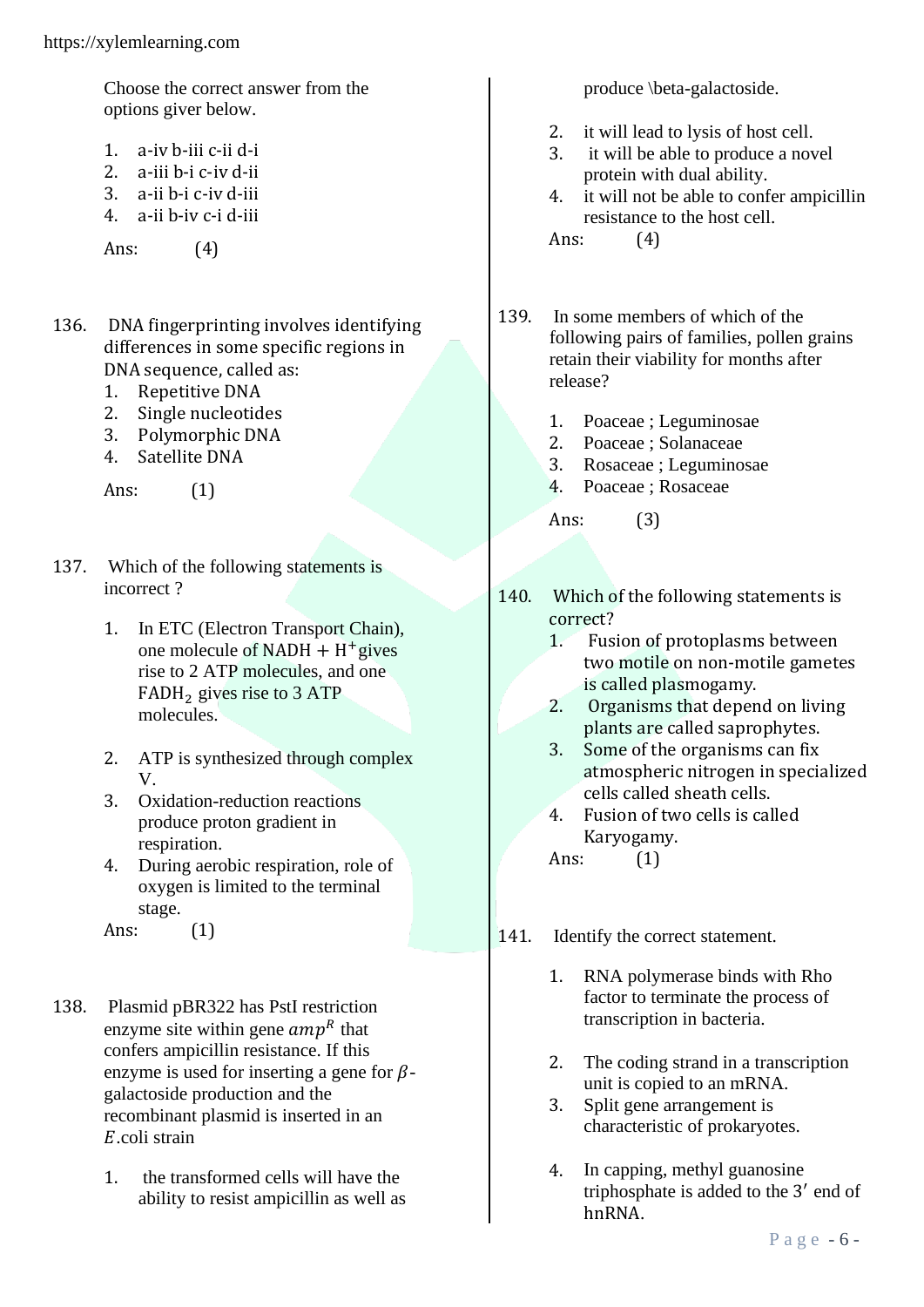Choose the correct answer from the options giver below.

1. a-iv b-iii c-ii d-i
2. a-iii b-i c-iv d-ii
3. a-ii b-i c-iv d-iii
4. a-ii b-iv c-i d-iii

Ans: (4)

136. DNA fingerprinting involves identifying differences in some specific regions in DNA sequence, called as:
1. Repetitive DNA
2. Single nucleotides
3. Polymorphic DNA
4. Satellite DNA

Ans: (1)

137. Which of the following statements is incorrect ?

1. In ETC (Electron Transport Chain), one molecule of $NADH + H^{+}$ gives rise to 2 ATP molecules, and one $FADH_2$ gives rise to 3 ATP molecules.
2. ATP is synthesized through complex V.
3. Oxidation-reduction reactions produce proton gradient in respiration.
4. During aerobic respiration, role of oxygen is limited to the terminal stage.

Ans: (1)

138. Plasmid pBR322 has PstI restriction enzyme site within gene $amp^R$ that confers ampicillin resistance. If this enzyme is used for inserting a gene for $\beta$-galactoside production and the recombinant plasmid is inserted in an $E$.coli strain

1. the transformed cells will have the ability to resist ampicillin as well as produce \beta-galactoside.
2. it will lead to lysis of host cell.
3. it will be able to produce a novel protein with dual ability.
4. it will not be able to confer ampicillin resistance to the host cell.

Ans: (4)

139. In some members of which of the following pairs of families, pollen grains retain their viability for months after release?

1. Poaceae ; Leguminosae
2. Poaceae ; Solanaceae
3. Rosaceae ; Leguminosae
4. Poaceae ; Rosaceae

Ans: (3)

140. Which of the following statements is correct?
1. Fusion of protoplasms between two motile on non-motile gametes is called plasmogamy.
2. Organisms that depend on living plants are called saprophytes.
3. Some of the organisms can fix atmospheric nitrogen in specialized cells called sheath cells.
4. Fusion of two cells is called Karyogamy.

Ans: (1)

141. Identify the correct statement.

1. RNA polymerase binds with Rho factor to terminate the process of transcription in bacteria.
2. The coding strand in a transcription unit is copied to an mRNA.
3. Split gene arrangement is characteristic of prokaryotes.
4. In capping, methyl guanosine triphosphate is added to the $3'$ end of hnRNA.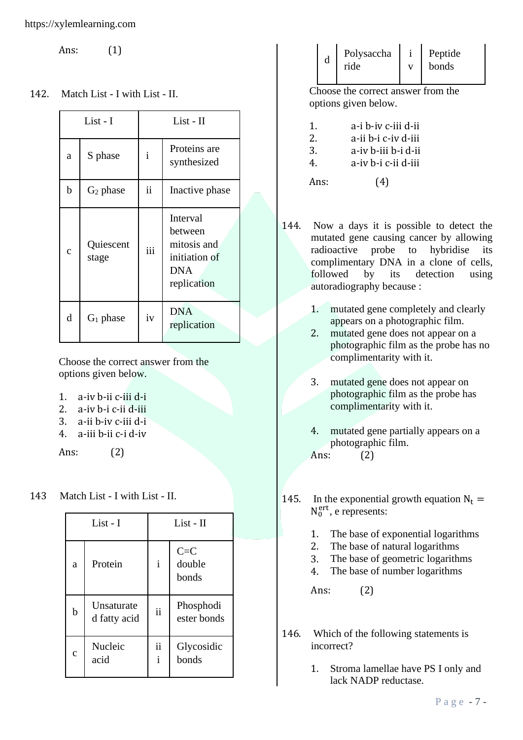Ans: (1)

142. Match List - I with List - II.

| | List - I | | List - II |
|---|---|---|---|
| a | S phase | i | Proteins are synthesized |
| b | $G_2$ phase | ii | Inactive phase |
| c | Quiescent stage | iii | Interval between mitosis and initiation of DNA replication |
| d | $G_1$ phase | iv | DNA replication |

Choose the correct answer from the options given below.

1. a-iv b-ii c-iii d-i
2. a-iv b-i c-ii d-iii
3. a-ii b-iv c-iii d-i
4. a-iii b-ii c-i d-iv

Ans: (2)

143 Match List - I with List - II.

| | List - I | | List - II |
|---|---|---|---|
| a | Protein | i | C=C double bonds |
| b | Unsaturated fatty acid | ii | Phosphodiester bonds |
| c | Nucleic acid | iii | Glycosidic bonds |
| d | Polysaccharide | iv | Peptide bonds |

Choose the correct answer from the options given below.

1. a-i b-iv c-iii d-ii
2. a-ii b-i c-iv d-iii
3. a-iv b-iii b-i d-ii
4. a-iv b-i c-ii d-iii

Ans: (4)

144. Now a days it is possible to detect the mutated gene causing cancer by allowing radioactive probe to hybridise its complimentary DNA in a clone of cells, followed by its detection using autoradiography because :

1. mutated gene completely and clearly appears on a photographic film.
2. mutated gene does not appear on a photographic film as the probe has no complimentarity with it.
3. mutated gene does not appear on photographic film as the probe has complimentarity with it.
4. mutated gene partially appears on a photographic film.

Ans: (2)

145. In the exponential growth equation $N_t = N_0^{ert}$, e represents:

1. The base of exponential logarithms
2. The base of natural logarithms
3. The base of geometric logarithms
4. The base of number logarithms

Ans: (2)

146. Which of the following statements is incorrect?

1. Stroma lamellae have PS I only and lack NADP reductase.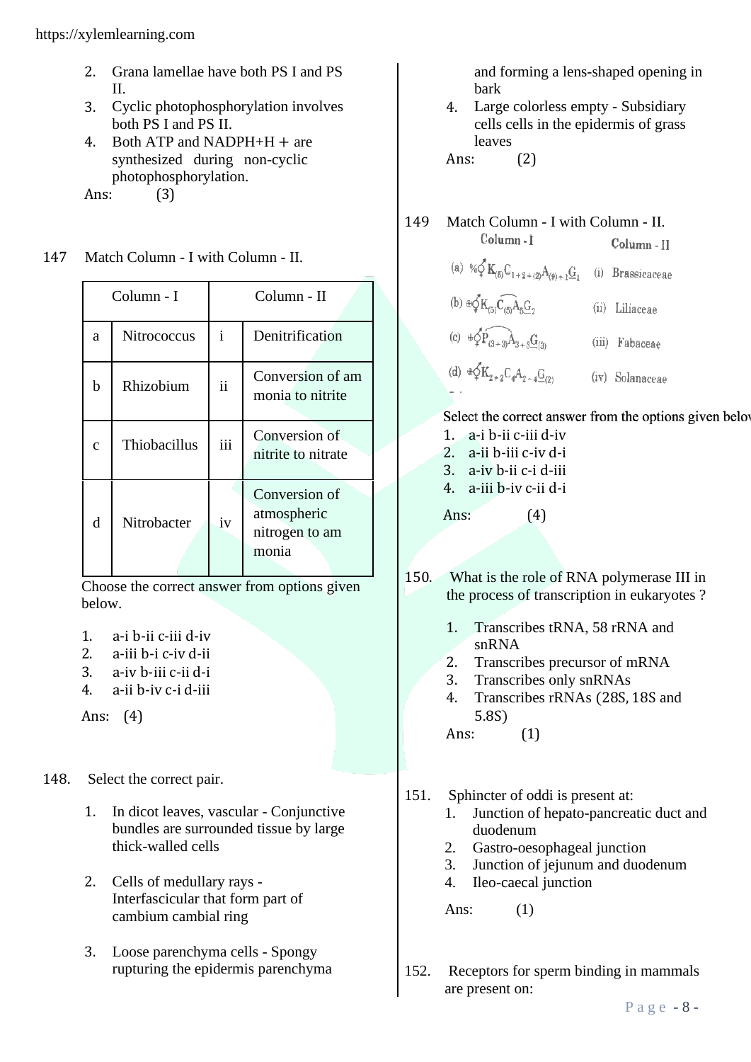2. Grana lamellae have both PS I and PS II.
3. Cyclic photophosphorylation involves both PS I and PS II.
4. Both ATP and NADPH+H + are synthesized during non-cyclic photophosphorylation.

Ans: (3)

147 Match Column - I with Column - II.

| | Column - I | | Column - II |
|---|---|---|---|
| a | Nitrococcus | i | Denitrification |
| b | Rhizobium | ii | Conversion of am monia to nitrite |
| c | Thiobacillus | iii | Conversion of nitrite to nitrate |
| d | Nitrobacter | iv | Conversion of atmospheric nitrogen to am monia |

Choose the correct answer from options given below.

1. a-i b-ii c-iii d-iv
2. a-iii b-i c-iv d-ii
3. a-iv b-iii c-ii d-i
4. a-ii b-iv c-i d-iii

Ans: (4)

148. Select the correct pair.

1. In dicot leaves, vascular - Conjunctive bundles are surrounded tissue by large thick-walled cells
2. Cells of medullary rays - Interfascicular that form part of cambium cambial ring
3. Loose parenchyma cells - Spongy rupturing the epidermis parenchyma and forming a lens-shaped opening in bark
4. Large colorless empty - Subsidiary cells cells in the epidermis of grass leaves

Ans: (2)

149 Match Column - I with Column - II.

| Column - I | Column - II |
|---|---|
| (a) $\%\,\phi\, K_{(5)} C_{1+2+(2)} A_{(9)+1} \underline{G}_1$ | (i) Brassicaceae |
| (b) $\oplus\, \phi\, K_{(5)} \widehat{C_{(5)} A_5} \underline{G}_2$ | (ii) Liliaceae |
| (c) $\oplus\, \phi\, \widehat{P_{(3+3)} A_{3+3}} \underline{G}_{(3)}$ | (iii) Fabaceae |
| (d) $\oplus\, \phi\, K_{2+2} C_4 A_{2+4} \underline{G}_{(2)}$ | (iv) Solanaceae |

Select the correct answer from the options given below

1. a-i b-ii c-iii d-iv
2. a-ii b-iii c-iv d-i
3. a-iv b-ii c-i d-iii
4. a-iii b-iv c-ii d-i

Ans: (4)

150. What is the role of RNA polymerase III in the process of transcription in eukaryotes ?

1. Transcribes tRNA, 58 rRNA and snRNA
2. Transcribes precursor of mRNA
3. Transcribes only snRNAs
4. Transcribes rRNAs (28S, 18S and 5.8S)

Ans: (1)

151. Sphincter of oddi is present at:

1. Junction of hepato-pancreatic duct and duodenum
2. Gastro-oesophageal junction
3. Junction of jejunum and duodenum
4. Ileo-caecal junction

Ans: (1)

152. Receptors for sperm binding in mammals are present on: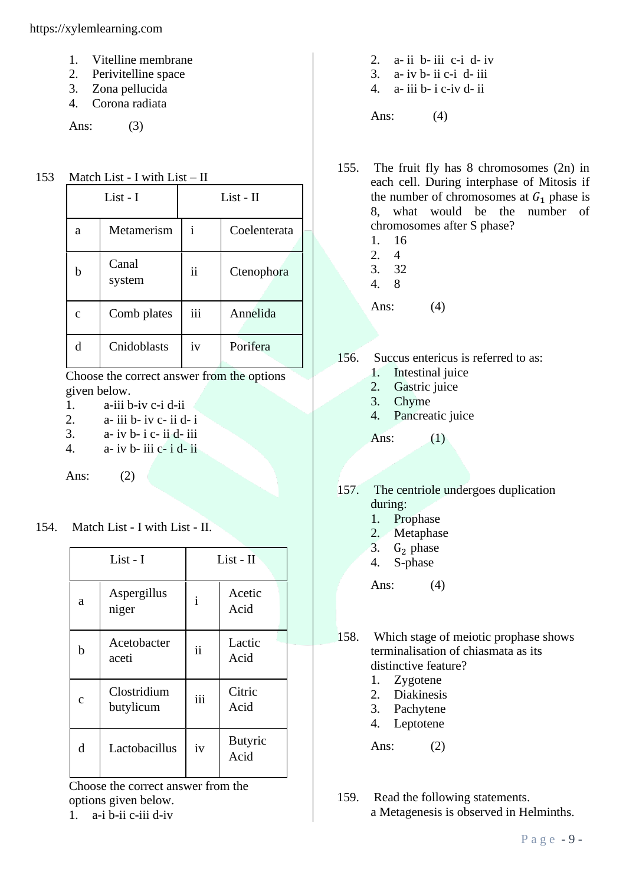1. Vitelline membrane
2. Perivitelline space
3. Zona pellucida
4. Corona radiata

Ans: (3)

153 Match List - I with List – II

| | List - I | | List - II |
|---|---|---|---|
| a | Metamerism | i | Coelenterata |
| b | Canal system | ii | Ctenophora |
| c | Comb plates | iii | Annelida |
| d | Cnidoblasts | iv | Porifera |

Choose the correct answer from the options given below.

1. a-iii b-iv c-i d-ii
2. a- iii b- iv c- ii d- i
3. a- iv b- i c- ii d- iii
4. a- iv b- iii c- i d- ii

Ans: (2)

154. Match List - I with List - II.

| | List - I | | List - II |
|---|---|---|---|
| a | Aspergillus niger | i | Acetic Acid |
| b | Acetobacter aceti | ii | Lactic Acid |
| c | Clostridium butylicum | iii | Citric Acid |
| d | Lactobacillus | iv | Butyric Acid |

Choose the correct answer from the options given below.

1. a-i b-ii c-iii d-iv
2. a- ii b- iii c-i d- iv
3. a- iv b- ii c-i d- iii
4. a- iii b- i c-iv d- ii

Ans: (4)

155. The fruit fly has 8 chromosomes (2n) in each cell. During interphase of Mitosis if the number of chromosomes at $G_1$ phase is 8, what would be the number of chromosomes after S phase?

1. 16
2. 4
3. 32
4. 8

Ans: (4)

156. Succus entericus is referred to as:

1. Intestinal juice
2. Gastric juice
3. Chyme
4. Pancreatic juice

Ans: (1)

157. The centriole undergoes duplication during:

1. Prophase
2. Metaphase
3. $G_2$ phase
4. S-phase

Ans: (4)

158. Which stage of meiotic prophase shows terminalisation of chiasmata as its distinctive feature?

1. Zygotene
2. Diakinesis
3. Pachytene
4. Leptotene

Ans: (2)

159. Read the following statements.
a Metagenesis is observed in Helminths.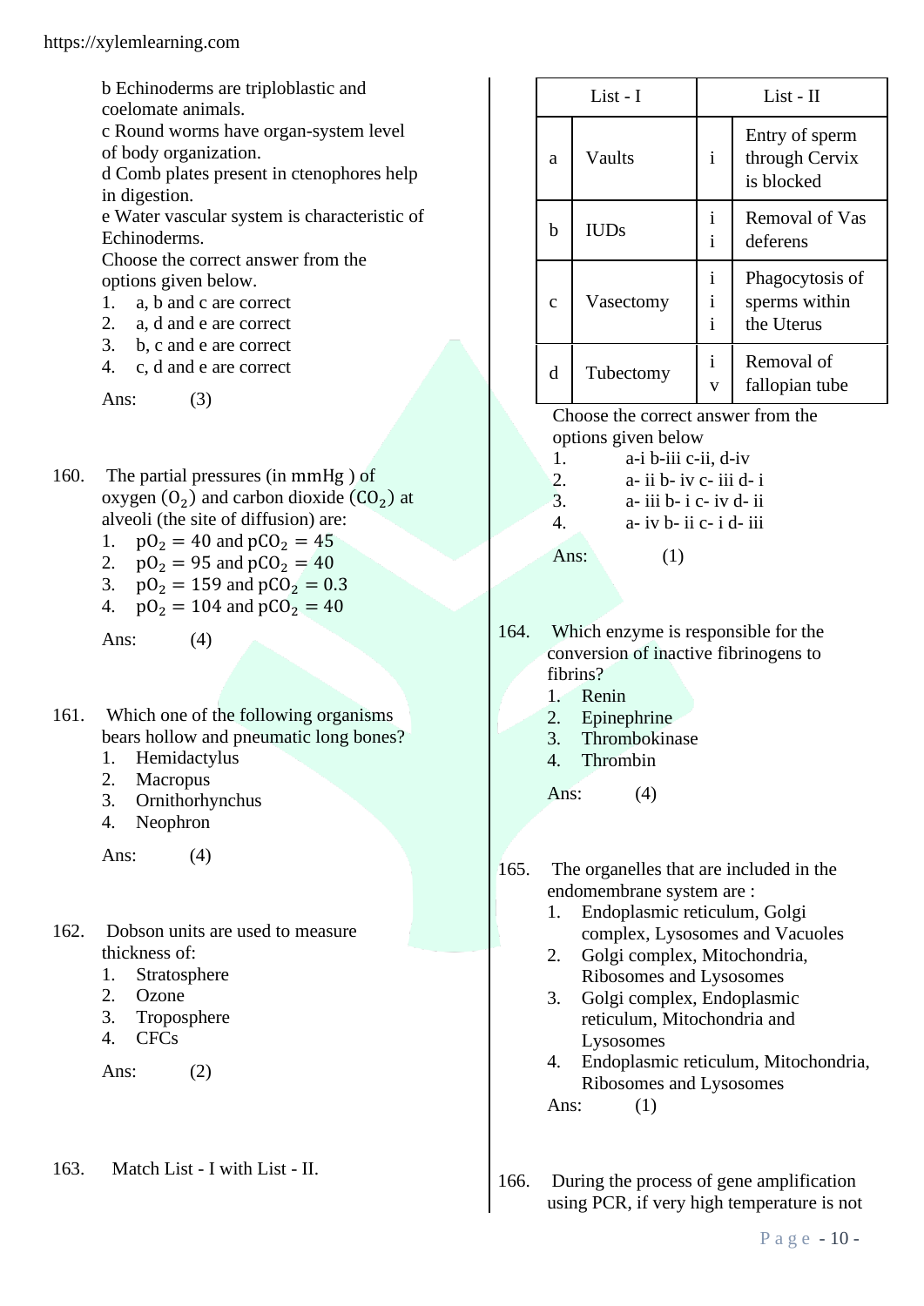b Echinoderms are triploblastic and coelomate animals.
c Round worms have organ-system level of body organization.
d Comb plates present in ctenophores help in digestion.
e Water vascular system is characteristic of Echinoderms.
Choose the correct answer from the options given below.

1. a, b and c are correct
2. a, d and e are correct
3. b, c and e are correct
4. c, d and e are correct

Ans: (3)

160. The partial pressures (in mmHg ) of oxygen ($O_2$) and carbon dioxide ($CO_2$) at alveoli (the site of diffusion) are:

1. $pO_2 = 40$ and $pCO_2 = 45$
2. $pO_2 = 95$ and $pCO_2 = 40$
3. $pO_2 = 159$ and $pCO_2 = 0.3$
4. $pO_2 = 104$ and $pCO_2 = 40$

Ans: (4)

161. Which one of the following organisms bears hollow and pneumatic long bones?

1. Hemidactylus
2. Macropus
3. Ornithorhynchus
4. Neophron

Ans: (4)

162. Dobson units are used to measure thickness of:

1. Stratosphere
2. Ozone
3. Troposphere
4. CFCs

Ans: (2)

163. Match List - I with List - II.

| | List - I | | List - II |
|---|---|---|---|
| a | Vaults | i | Entry of sperm through Cervix is blocked |
| b | IUDs | ii | Removal of Vas deferens |
| c | Vasectomy | iii | Phagocytosis of sperms within the Uterus |
| d | Tubectomy | iv | Removal of fallopian tube |

Choose the correct answer from the options given below

1. a-i b-iii c-ii, d-iv
2. a- ii b- iv c- iii d- i
3. a- iii b- i c- iv d- ii
4. a- iv b- ii c- i d- iii

Ans: (1)

164. Which enzyme is responsible for the conversion of inactive fibrinogens to fibrins?

1. Renin
2. Epinephrine
3. Thrombokinase
4. Thrombin

Ans: (4)

165. The organelles that are included in the endomembrane system are :

1. Endoplasmic reticulum, Golgi complex, Lysosomes and Vacuoles
2. Golgi complex, Mitochondria, Ribosomes and Lysosomes
3. Golgi complex, Endoplasmic reticulum, Mitochondria and Lysosomes
4. Endoplasmic reticulum, Mitochondria, Ribosomes and Lysosomes

Ans: (1)

166. During the process of gene amplification using PCR, if very high temperature is not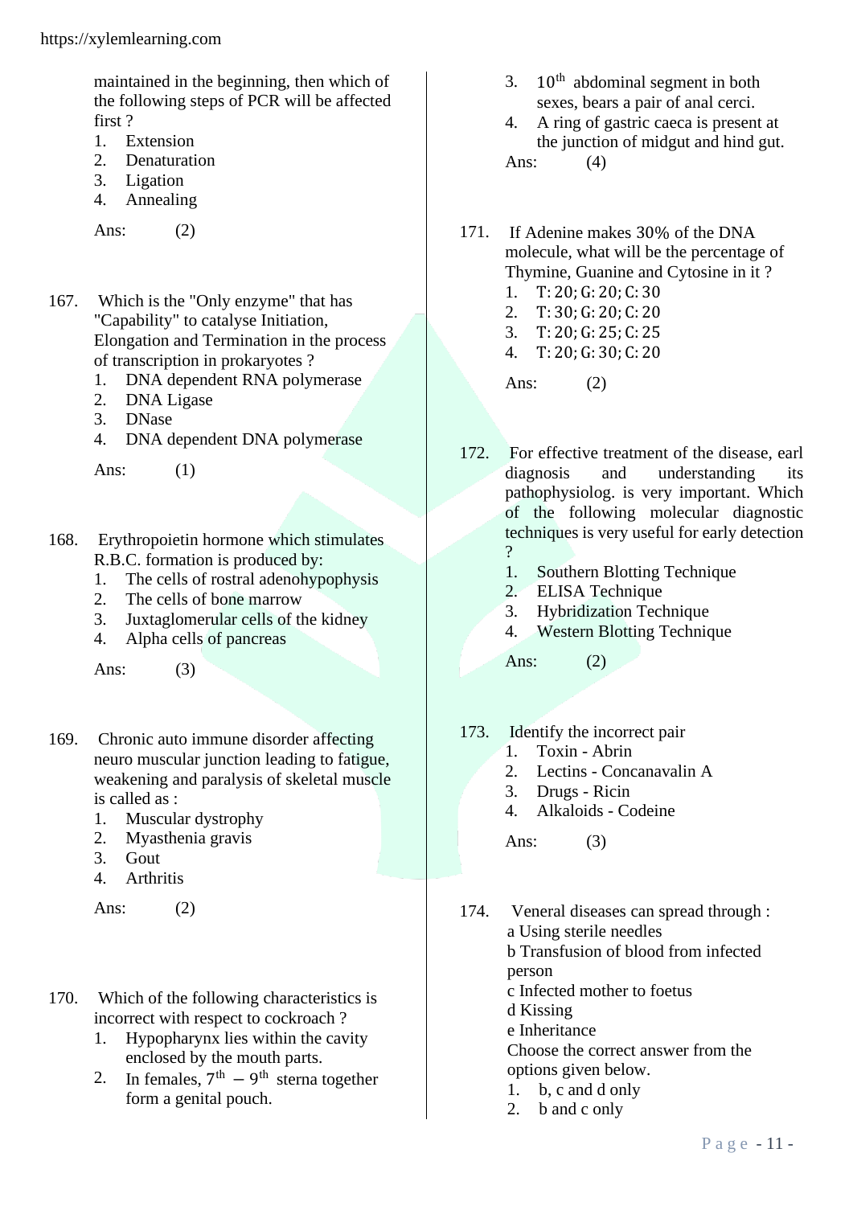maintained in the beginning, then which of the following steps of PCR will be affected first ?

1. Extension
2. Denaturation
3. Ligation
4. Annealing

Ans: (2)

167. Which is the "Only enzyme" that has "Capability" to catalyse Initiation, Elongation and Termination in the process of transcription in prokaryotes ?

1. DNA dependent RNA polymerase
2. DNA Ligase
3. DNase
4. DNA dependent DNA polymerase

Ans: (1)

168. Erythropoietin hormone which stimulates R.B.C. formation is produced by:

1. The cells of rostral adenohypophysis
2. The cells of bone marrow
3. Juxtaglomerular cells of the kidney
4. Alpha cells of pancreas

Ans: (3)

169. Chronic auto immune disorder affecting neuro muscular junction leading to fatigue, weakening and paralysis of skeletal muscle is called as :

1. Muscular dystrophy
2. Myasthenia gravis
3. Gout
4. Arthritis

Ans: (2)

170. Which of the following characteristics is incorrect with respect to cockroach ?

1. Hypopharynx lies within the cavity enclosed by the mouth parts.
2. In females, $7^{th} - 9^{th}$ sterna together form a genital pouch.
3. $10^{th}$ abdominal segment in both sexes, bears a pair of anal cerci.
4. A ring of gastric caeca is present at the junction of midgut and hind gut.

Ans: (4)

171. If Adenine makes 30% of the DNA molecule, what will be the percentage of Thymine, Guanine and Cytosine in it ?

1. T: 20; G: 20; C: 30
2. T: 30; G: 20; C: 20
3. T: 20; G: 25; C: 25
4. T: 20; G: 30; C: 20

Ans: (2)

172. For effective treatment of the disease, earl diagnosis and understanding its pathophysiolog. is very important. Which of the following molecular diagnostic techniques is very useful for early detection ?

1. Southern Blotting Technique
2. ELISA Technique
3. Hybridization Technique
4. Western Blotting Technique

Ans: (2)

173. Identify the incorrect pair

1. Toxin - Abrin
2. Lectins - Concanavalin A
3. Drugs - Ricin
4. Alkaloids - Codeine

Ans: (3)

174. Veneral diseases can spread through :

a Using sterile needles
b Transfusion of blood from infected person
c Infected mother to foetus
d Kissing
e Inheritance

Choose the correct answer from the options given below.

1. b, c and d only
2. b and c only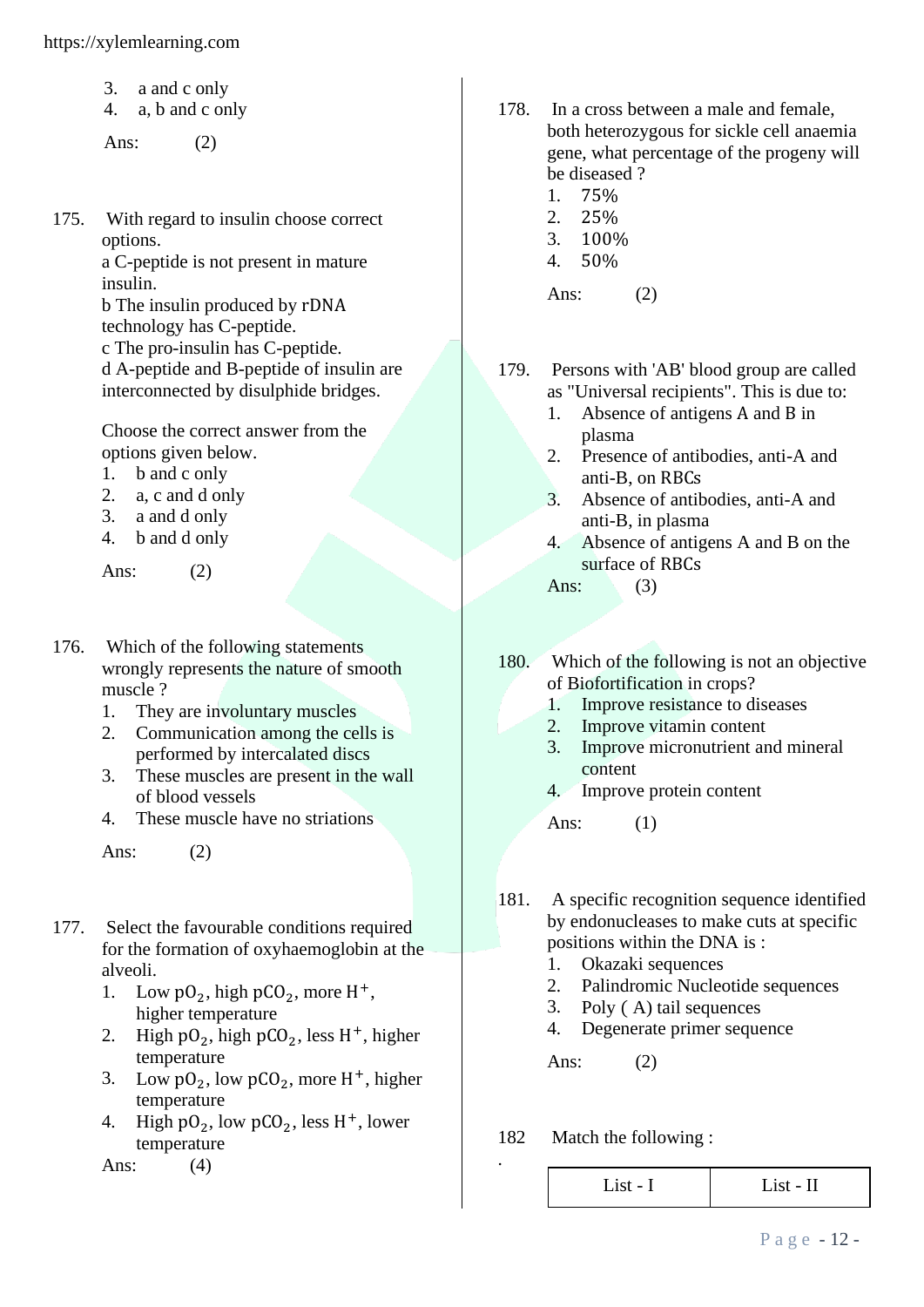3. a and c only
4. a, b and c only

Ans: (2)

175. With regard to insulin choose correct options.

a C-peptide is not present in mature insulin.
b The insulin produced by rDNA technology has C-peptide.
c The pro-insulin has C-peptide.
d A-peptide and B-peptide of insulin are interconnected by disulphide bridges.

Choose the correct answer from the options given below.

1. b and c only
2. a, c and d only
3. a and d only
4. b and d only

Ans: (2)

176. Which of the following statements wrongly represents the nature of smooth muscle ?

1. They are involuntary muscles
2. Communication among the cells is performed by intercalated discs
3. These muscles are present in the wall of blood vessels
4. These muscle have no striations

Ans: (2)

177. Select the favourable conditions required for the formation of oxyhaemoglobin at the alveoli.

1. Low $pO_2$, high $pCO_2$, more $H^+$, higher temperature
2. High $pO_2$, high $pCO_2$, less $H^+$, higher temperature
3. Low $pO_2$, low $pCO_2$, more $H^+$, higher temperature
4. High $pO_2$, low $pCO_2$, less $H^+$, lower temperature

Ans: (4)

178. In a cross between a male and female, both heterozygous for sickle cell anaemia gene, what percentage of the progeny will be diseased ?

1. 75%
2. 25%
3. 100%
4. 50%

Ans: (2)

179. Persons with 'AB' blood group are called as "Universal recipients". This is due to:

1. Absence of antigens A and B in plasma
2. Presence of antibodies, anti-A and anti-B, on RBCs
3. Absence of antibodies, anti-A and anti-B, in plasma
4. Absence of antigens A and B on the surface of RBCs

Ans: (3)

180. Which of the following is not an objective of Biofortification in crops?

1. Improve resistance to diseases
2. Improve vitamin content
3. Improve micronutrient and mineral content
4. Improve protein content

Ans: (1)

181. A specific recognition sequence identified by endonucleases to make cuts at specific positions within the DNA is :

1. Okazaki sequences
2. Palindromic Nucleotide sequences
3. Poly ( A) tail sequences
4. Degenerate primer sequence

Ans: (2)

182. Match the following :

| List - I | List - II |
|---|---|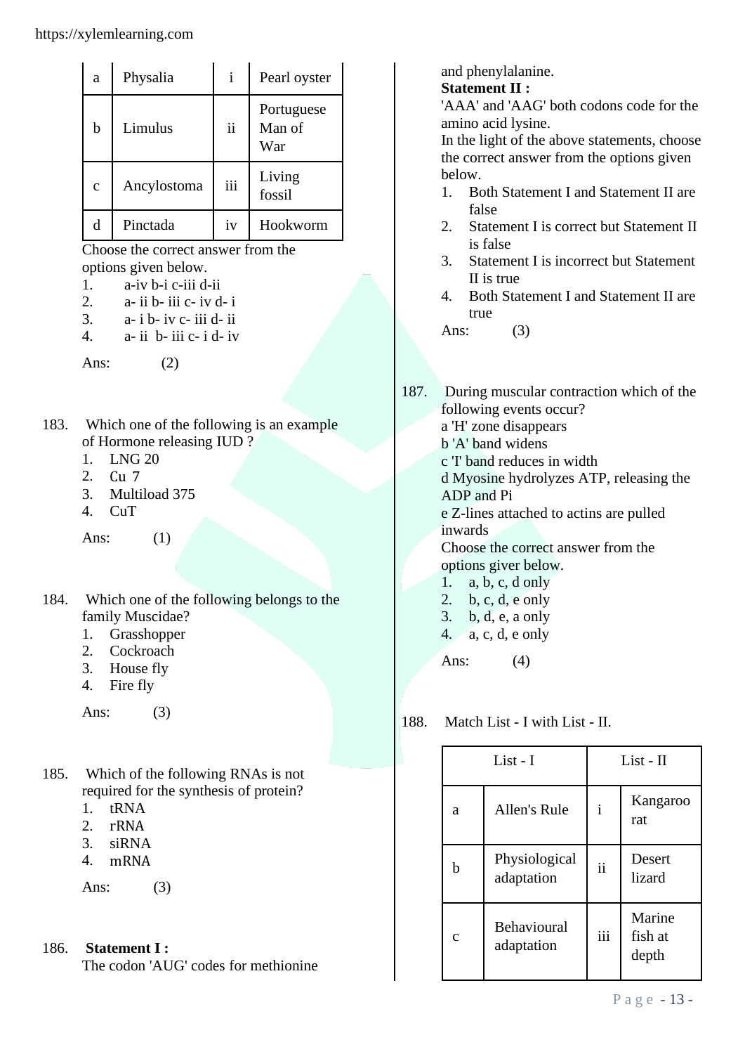| a | Physalia | i | Pearl oyster |
|---|---|---|---|
| b | Limulus | ii | Portuguese Man of War |
| c | Ancylostoma | iii | Living fossil |
| d | Pinctada | iv | Hookworm |

Choose the correct answer from the options given below.

1. a-iv b-i c-iii d-ii
2. a- ii b- iii c- iv d- i
3. a- i b- iv c- iii d- ii
4. a- ii b- iii c- i d- iv

Ans: (2)

183. Which one of the following is an example of Hormone releasing IUD ?
1. LNG 20
2. Cu 7
3. Multiload 375
4. CuT

Ans: (1)

184. Which one of the following belongs to the family Muscidae?
1. Grasshopper
2. Cockroach
3. House fly
4. Fire fly

Ans: (3)

185. Which of the following RNAs is not required for the synthesis of protein?
1. tRNA
2. rRNA
3. siRNA
4. mRNA

Ans: (3)

186. **Statement I :**
The codon 'AUG' codes for methionine and phenylalanine.
**Statement II :**
'AAA' and 'AAG' both codons code for the amino acid lysine.
In the light of the above statements, choose the correct answer from the options given below.
1. Both Statement I and Statement II are false
2. Statement I is correct but Statement II is false
3. Statement I is incorrect but Statement II is true
4. Both Statement I and Statement II are true

Ans: (3)

187. During muscular contraction which of the following events occur?
a 'H' zone disappears
b 'A' band widens
c 'I' band reduces in width
d Myosine hydrolyzes ATP, releasing the ADP and Pi
e Z-lines attached to actins are pulled inwards
Choose the correct answer from the options giver below.
1. a, b, c, d only
2. b, c, d, e only
3. b, d, e, a only
4. a, c, d, e only

Ans: (4)

188. Match List - I with List - II.

| | List - I | | List - II |
|---|---|---|---|
| a | Allen's Rule | i | Kangaroo rat |
| b | Physiological adaptation | ii | Desert lizard |
| c | Behavioural adaptation | iii | Marine fish at depth |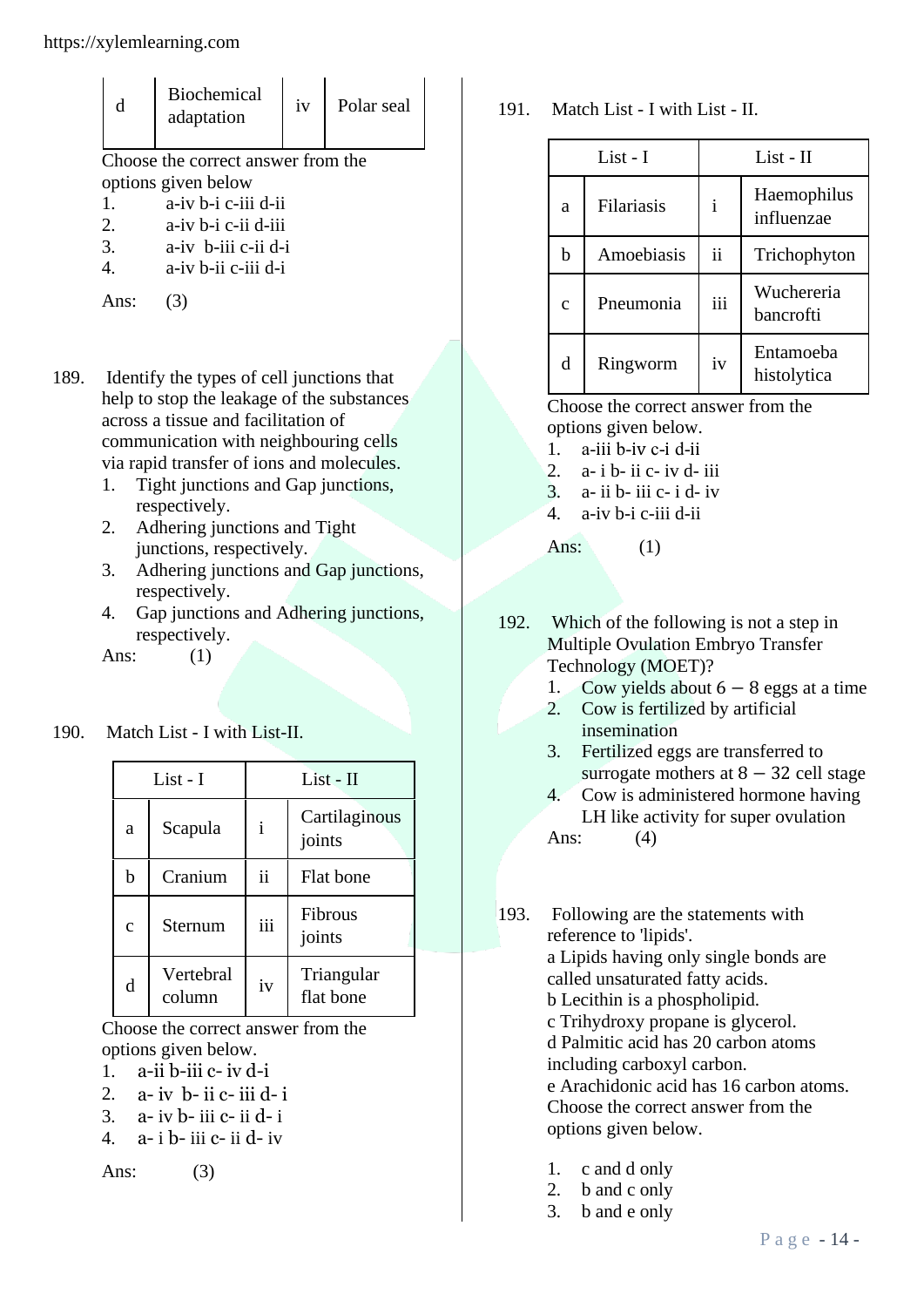| d | Biochemical adaptation | iv | Polar seal |
|---|---|---|---|

Choose the correct answer from the options given below

1. a-iv b-i c-iii d-ii
2. a-iv b-i c-ii d-iii
3. a-iv b-iii c-ii d-i
4. a-iv b-ii c-iii d-i

Ans: (3)

189. Identify the types of cell junctions that help to stop the leakage of the substances across a tissue and facilitation of communication with neighbouring cells via rapid transfer of ions and molecules.

1. Tight junctions and Gap junctions, respectively.
2. Adhering junctions and Tight junctions, respectively.
3. Adhering junctions and Gap junctions, respectively.
4. Gap junctions and Adhering junctions, respectively.

Ans: (1)

190. Match List - I with List-II.

| List - I | | List - II | |
|---|---|---|---|
| a | Scapula | i | Cartilaginous joints |
| b | Cranium | ii | Flat bone |
| c | Sternum | iii | Fibrous joints |
| d | Vertebral column | iv | Triangular flat bone |

Choose the correct answer from the options given below.

1. a-ii b-iii c- iv d-i
2. a- iv b- ii c- iii d- i
3. a- iv b- iii c- ii d- i
4. a- i b- iii c- ii d- iv

Ans: (3)

191. Match List - I with List - II.

| List - I | | List - II | |
|---|---|---|---|
| a | Filariasis | i | Haemophilus influenzae |
| b | Amoebiasis | ii | Trichophyton |
| c | Pneumonia | iii | Wuchereria bancrofti |
| d | Ringworm | iv | Entamoeba histolytica |

Choose the correct answer from the options given below.

1. a-iii b-iv c-i d-ii
2. a- i b- ii c- iv d- iii
3. a- ii b- iii c- i d- iv
4. a-iv b-i c-iii d-ii

Ans: (1)

192. Which of the following is not a step in Multiple Ovulation Embryo Transfer Technology (MOET)?

1. Cow yields about $6 - 8$ eggs at a time
2. Cow is fertilized by artificial insemination
3. Fertilized eggs are transferred to surrogate mothers at $8 - 32$ cell stage
4. Cow is administered hormone having LH like activity for super ovulation

Ans: (4)

193. Following are the statements with reference to 'lipids'.

a Lipids having only single bonds are called unsaturated fatty acids.
b Lecithin is a phospholipid.
c Trihydroxy propane is glycerol.
d Palmitic acid has 20 carbon atoms including carboxyl carbon.
e Arachidonic acid has 16 carbon atoms.

Choose the correct answer from the options given below.

1. c and d only
2. b and c only
3. b and e only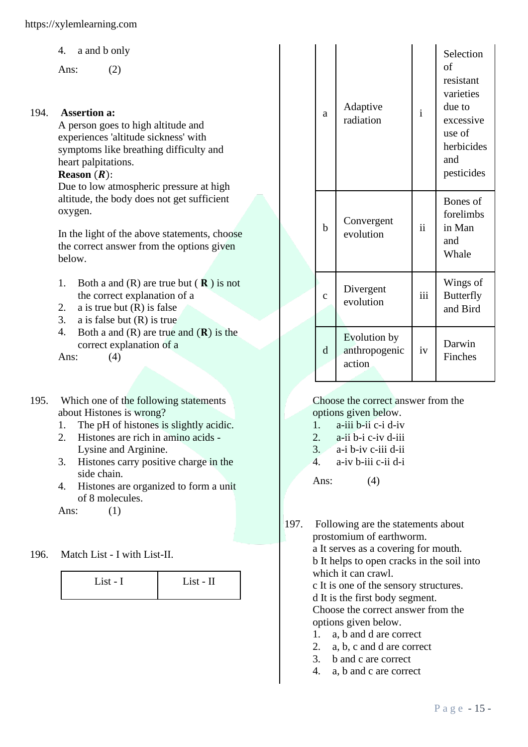4. a and b only

Ans: (2)

194. **Assertion a:**
A person goes to high altitude and experiences 'altitude sickness' with symptoms like breathing difficulty and heart palpitations.
**Reason** (***R***):
Due to low atmospheric pressure at high altitude, the body does not get sufficient oxygen.

In the light of the above statements, choose the correct answer from the options given below.

1. Both a and (R) are true but ( **R** ) is not the correct explanation of a
2. a is true but (R) is false
3. a is false but (R) is true
4. Both a and (R) are true and (**R**) is the correct explanation of a

Ans: (4)

195. Which one of the following statements about Histones is wrong?
1. The pH of histones is slightly acidic.
2. Histones are rich in amino acids - Lysine and Arginine.
3. Histones carry positive charge in the side chain.
4. Histones are organized to form a unit of 8 molecules.

Ans: (1)

196. Match List - I with List-II.

| | List - I | | List - II |
|---|---|---|---|
| a | Adaptive radiation | i | Selection of resistant varieties due to excessive use of herbicides and pesticides |
| b | Convergent evolution | ii | Bones of forelimbs in Man and Whale |
| c | Divergent evolution | iii | Wings of Butterfly and Bird |
| d | Evolution by anthropogenic action | iv | Darwin Finches |

Choose the correct answer from the options given below.
1. a-iii b-ii c-i d-iv
2. a-ii b-i c-iv d-iii
3. a-i b-iv c-iii d-ii
4. a-iv b-iii c-ii d-i

Ans: (4)

197. Following are the statements about prostomium of earthworm.
a It serves as a covering for mouth.
b It helps to open cracks in the soil into which it can crawl.
c It is one of the sensory structures.
d It is the first body segment.
Choose the correct answer from the options given below.
1. a, b and d are correct
2. a, b, c and d are correct
3. b and c are correct
4. a, b and c are correct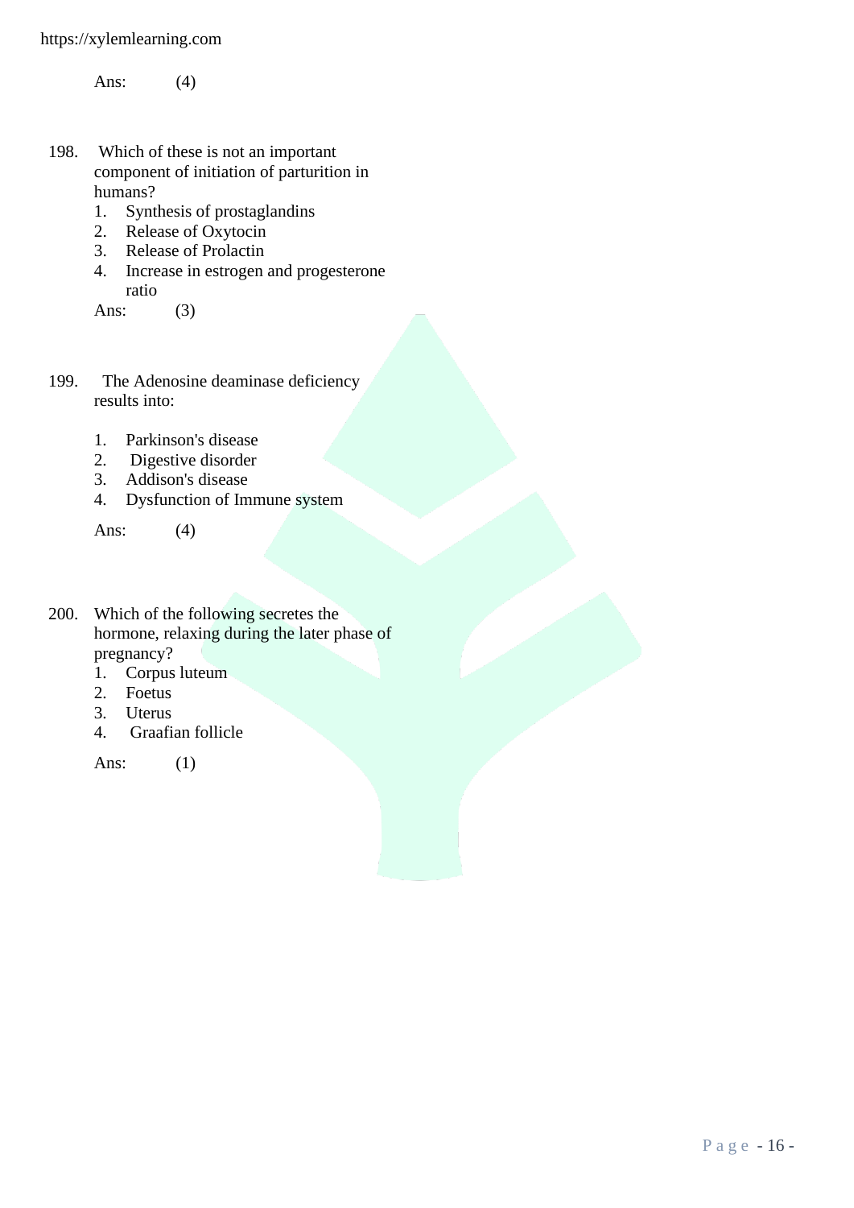Ans: (4)

198. Which of these is not an important component of initiation of parturition in humans?
1. Synthesis of prostaglandins
2. Release of Oxytocin
3. Release of Prolactin
4. Increase in estrogen and progesterone ratio

Ans: (3)

199. The Adenosine deaminase deficiency results into:

1. Parkinson's disease
2. Digestive disorder
3. Addison's disease
4. Dysfunction of Immune system

Ans: (4)

200. Which of the following secretes the hormone, relaxing during the later phase of pregnancy?
1. Corpus luteum
2. Foetus
3. Uterus
4. Graafian follicle

Ans: (1)